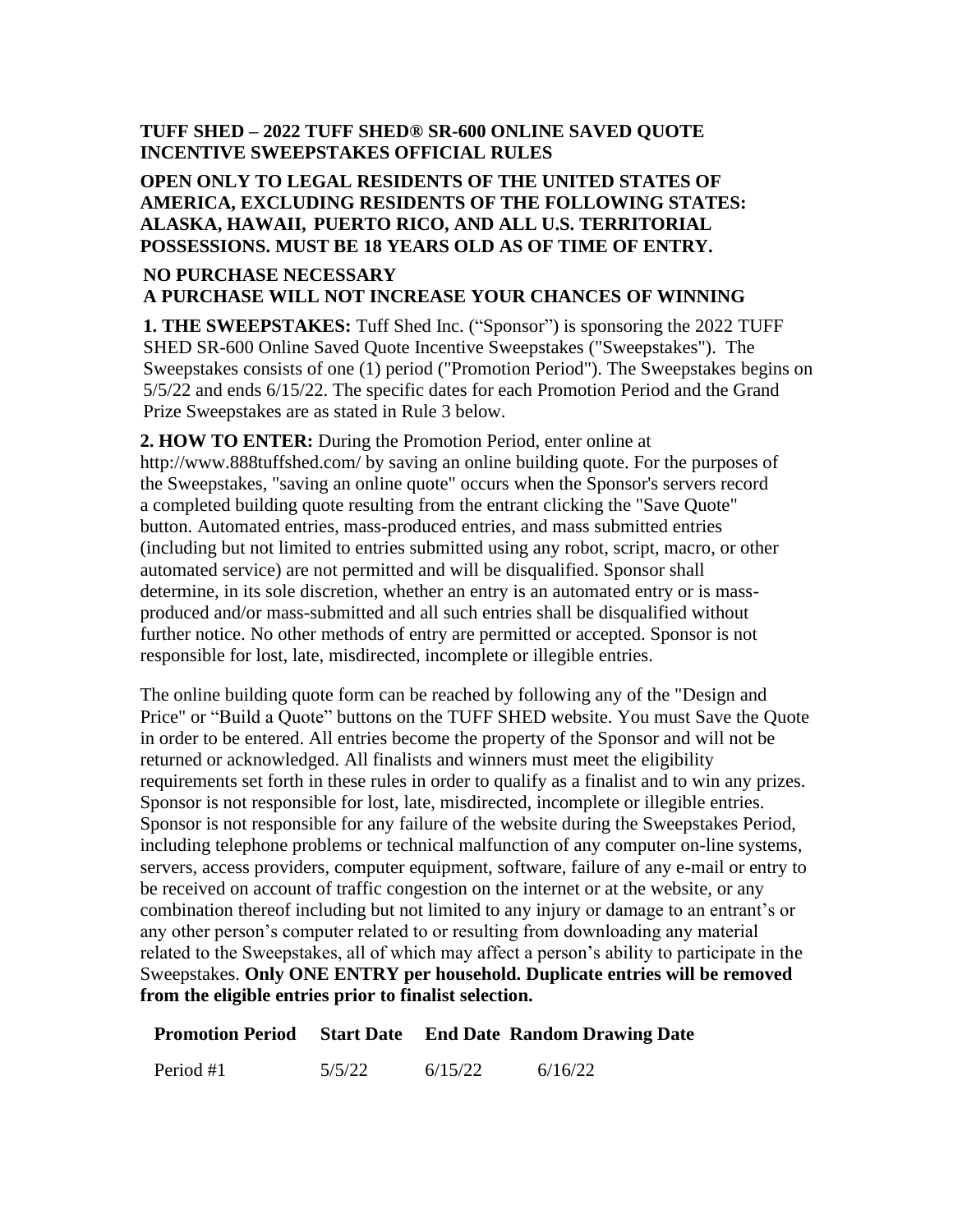**TUFF SHED – 2022 TUFF SHED® SR-600 ONLINE SAVED QUOTE INCENTIVE SWEEPSTAKES OFFICIAL RULES**

**OPEN ONLY TO LEGAL RESIDENTS OF THE UNITED STATES OF AMERICA, EXCLUDING RESIDENTS OF THE FOLLOWING STATES: ALASKA, HAWAII, PUERTO RICO, AND ALL U.S. TERRITORIAL POSSESSIONS. MUST BE 18 YEARS OLD AS OF TIME OF ENTRY.**

**NO PURCHASE NECESSARY**
**A PURCHASE WILL NOT INCREASE YOUR CHANCES OF WINNING**

**1. THE SWEEPSTAKES:** Tuff Shed Inc. ("Sponsor") is sponsoring the 2022 TUFF SHED SR-600 Online Saved Quote Incentive Sweepstakes ("Sweepstakes"). The Sweepstakes consists of one (1) period ("Promotion Period"). The Sweepstakes begins on 5/5/22 and ends 6/15/22. The specific dates for each Promotion Period and the Grand Prize Sweepstakes are as stated in Rule 3 below.

**2. HOW TO ENTER:** During the Promotion Period, enter online at http://www.888tuffshed.com/ by saving an online building quote. For the purposes of the Sweepstakes, "saving an online quote" occurs when the Sponsor's servers record a completed building quote resulting from the entrant clicking the "Save Quote" button. Automated entries, mass-produced entries, and mass submitted entries (including but not limited to entries submitted using any robot, script, macro, or other automated service) are not permitted and will be disqualified. Sponsor shall determine, in its sole discretion, whether an entry is an automated entry or is mass-produced and/or mass-submitted and all such entries shall be disqualified without further notice. No other methods of entry are permitted or accepted. Sponsor is not responsible for lost, late, misdirected, incomplete or illegible entries.

The online building quote form can be reached by following any of the "Design and Price" or "Build a Quote" buttons on the TUFF SHED website. You must Save the Quote in order to be entered. All entries become the property of the Sponsor and will not be returned or acknowledged. All finalists and winners must meet the eligibility requirements set forth in these rules in order to qualify as a finalist and to win any prizes. Sponsor is not responsible for lost, late, misdirected, incomplete or illegible entries. Sponsor is not responsible for any failure of the website during the Sweepstakes Period, including telephone problems or technical malfunction of any computer on-line systems, servers, access providers, computer equipment, software, failure of any e-mail or entry to be received on account of traffic congestion on the internet or at the website, or any combination thereof including but not limited to any injury or damage to an entrant's or any other person's computer related to or resulting from downloading any material related to the Sweepstakes, all of which may affect a person's ability to participate in the Sweepstakes. **Only ONE ENTRY per household. Duplicate entries will be removed from the eligible entries prior to finalist selection.**

| Promotion Period | Start Date | End Date | Random Drawing Date |
|---|---|---|---|
| Period #1 | 5/5/22 | 6/15/22 | 6/16/22 |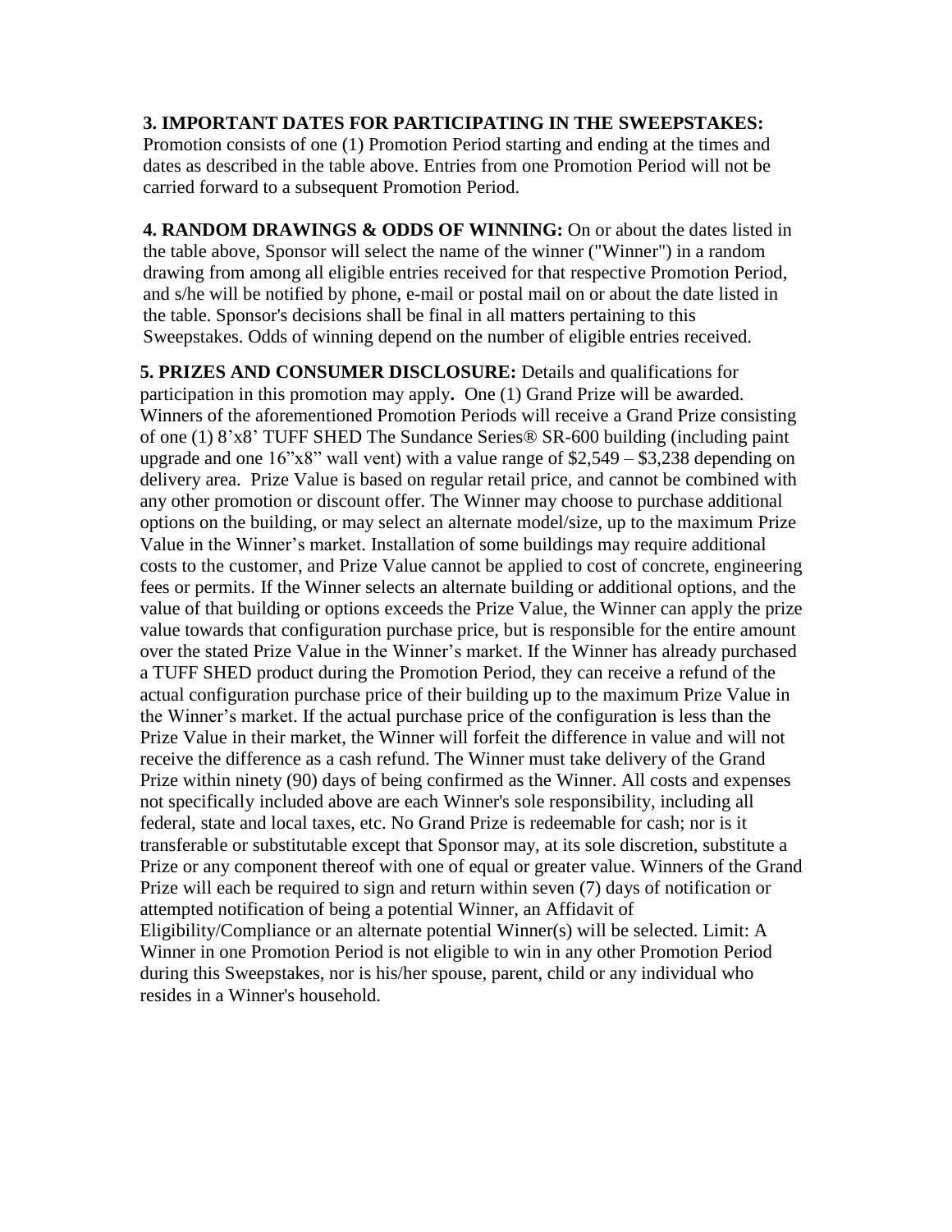**3. IMPORTANT DATES FOR PARTICIPATING IN THE SWEEPSTAKES:** Promotion consists of one (1) Promotion Period starting and ending at the times and dates as described in the table above. Entries from one Promotion Period will not be carried forward to a subsequent Promotion Period.

**4. RANDOM DRAWINGS & ODDS OF WINNING:** On or about the dates listed in the table above, Sponsor will select the name of the winner ("Winner") in a random drawing from among all eligible entries received for that respective Promotion Period, and s/he will be notified by phone, e-mail or postal mail on or about the date listed in the table. Sponsor's decisions shall be final in all matters pertaining to this Sweepstakes. Odds of winning depend on the number of eligible entries received.

**5. PRIZES AND CONSUMER DISCLOSURE:** Details and qualifications for participation in this promotion may apply**.** One (1) Grand Prize will be awarded. Winners of the aforementioned Promotion Periods will receive a Grand Prize consisting of one (1) 8'x8' TUFF SHED The Sundance Series® SR-600 building (including paint upgrade and one 16"x8" wall vent) with a value range of $2,549 – $3,238 depending on delivery area. Prize Value is based on regular retail price, and cannot be combined with any other promotion or discount offer. The Winner may choose to purchase additional options on the building, or may select an alternate model/size, up to the maximum Prize Value in the Winner's market. Installation of some buildings may require additional costs to the customer, and Prize Value cannot be applied to cost of concrete, engineering fees or permits. If the Winner selects an alternate building or additional options, and the value of that building or options exceeds the Prize Value, the Winner can apply the prize value towards that configuration purchase price, but is responsible for the entire amount over the stated Prize Value in the Winner's market. If the Winner has already purchased a TUFF SHED product during the Promotion Period, they can receive a refund of the actual configuration purchase price of their building up to the maximum Prize Value in the Winner's market. If the actual purchase price of the configuration is less than the Prize Value in their market, the Winner will forfeit the difference in value and will not receive the difference as a cash refund. The Winner must take delivery of the Grand Prize within ninety (90) days of being confirmed as the Winner. All costs and expenses not specifically included above are each Winner's sole responsibility, including all federal, state and local taxes, etc. No Grand Prize is redeemable for cash; nor is it transferable or substitutable except that Sponsor may, at its sole discretion, substitute a Prize or any component thereof with one of equal or greater value. Winners of the Grand Prize will each be required to sign and return within seven (7) days of notification or attempted notification of being a potential Winner, an Affidavit of Eligibility/Compliance or an alternate potential Winner(s) will be selected. Limit: A Winner in one Promotion Period is not eligible to win in any other Promotion Period during this Sweepstakes, nor is his/her spouse, parent, child or any individual who resides in a Winner's household.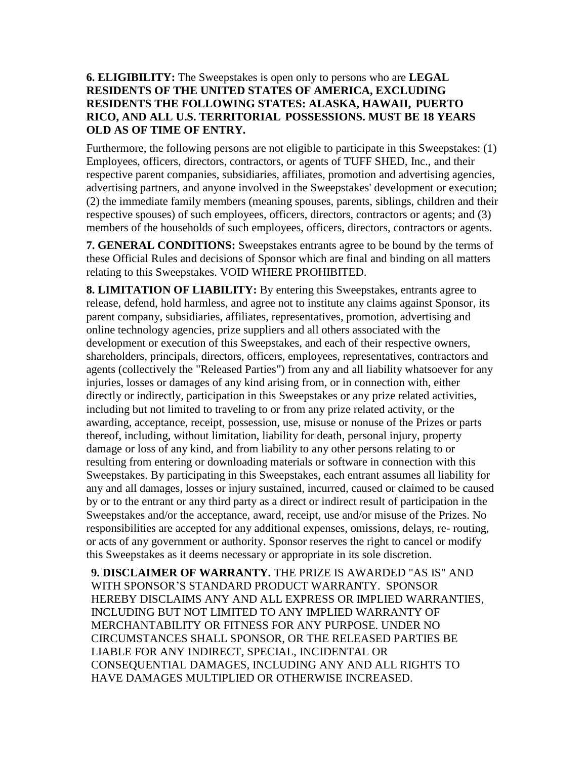**6. ELIGIBILITY:** The Sweepstakes is open only to persons who are **LEGAL RESIDENTS OF THE UNITED STATES OF AMERICA, EXCLUDING RESIDENTS THE FOLLOWING STATES: ALASKA, HAWAII, PUERTO RICO, AND ALL U.S. TERRITORIAL POSSESSIONS. MUST BE 18 YEARS OLD AS OF TIME OF ENTRY.**

Furthermore, the following persons are not eligible to participate in this Sweepstakes: (1) Employees, officers, directors, contractors, or agents of TUFF SHED, Inc., and their respective parent companies, subsidiaries, affiliates, promotion and advertising agencies, advertising partners, and anyone involved in the Sweepstakes' development or execution; (2) the immediate family members (meaning spouses, parents, siblings, children and their respective spouses) of such employees, officers, directors, contractors or agents; and (3) members of the households of such employees, officers, directors, contractors or agents.

**7. GENERAL CONDITIONS:** Sweepstakes entrants agree to be bound by the terms of these Official Rules and decisions of Sponsor which are final and binding on all matters relating to this Sweepstakes. VOID WHERE PROHIBITED.

**8. LIMITATION OF LIABILITY:** By entering this Sweepstakes, entrants agree to release, defend, hold harmless, and agree not to institute any claims against Sponsor, its parent company, subsidiaries, affiliates, representatives, promotion, advertising and online technology agencies, prize suppliers and all others associated with the development or execution of this Sweepstakes, and each of their respective owners, shareholders, principals, directors, officers, employees, representatives, contractors and agents (collectively the "Released Parties") from any and all liability whatsoever for any injuries, losses or damages of any kind arising from, or in connection with, either directly or indirectly, participation in this Sweepstakes or any prize related activities, including but not limited to traveling to or from any prize related activity, or the awarding, acceptance, receipt, possession, use, misuse or nonuse of the Prizes or parts thereof, including, without limitation, liability for death, personal injury, property damage or loss of any kind, and from liability to any other persons relating to or resulting from entering or downloading materials or software in connection with this Sweepstakes. By participating in this Sweepstakes, each entrant assumes all liability for any and all damages, losses or injury sustained, incurred, caused or claimed to be caused by or to the entrant or any third party as a direct or indirect result of participation in the Sweepstakes and/or the acceptance, award, receipt, use and/or misuse of the Prizes. No responsibilities are accepted for any additional expenses, omissions, delays, re- routing, or acts of any government or authority. Sponsor reserves the right to cancel or modify this Sweepstakes as it deems necessary or appropriate in its sole discretion.

**9. DISCLAIMER OF WARRANTY.** THE PRIZE IS AWARDED "AS IS" AND WITH SPONSOR'S STANDARD PRODUCT WARRANTY. SPONSOR HEREBY DISCLAIMS ANY AND ALL EXPRESS OR IMPLIED WARRANTIES, INCLUDING BUT NOT LIMITED TO ANY IMPLIED WARRANTY OF MERCHANTABILITY OR FITNESS FOR ANY PURPOSE. UNDER NO CIRCUMSTANCES SHALL SPONSOR, OR THE RELEASED PARTIES BE LIABLE FOR ANY INDIRECT, SPECIAL, INCIDENTAL OR CONSEQUENTIAL DAMAGES, INCLUDING ANY AND ALL RIGHTS TO HAVE DAMAGES MULTIPLIED OR OTHERWISE INCREASED.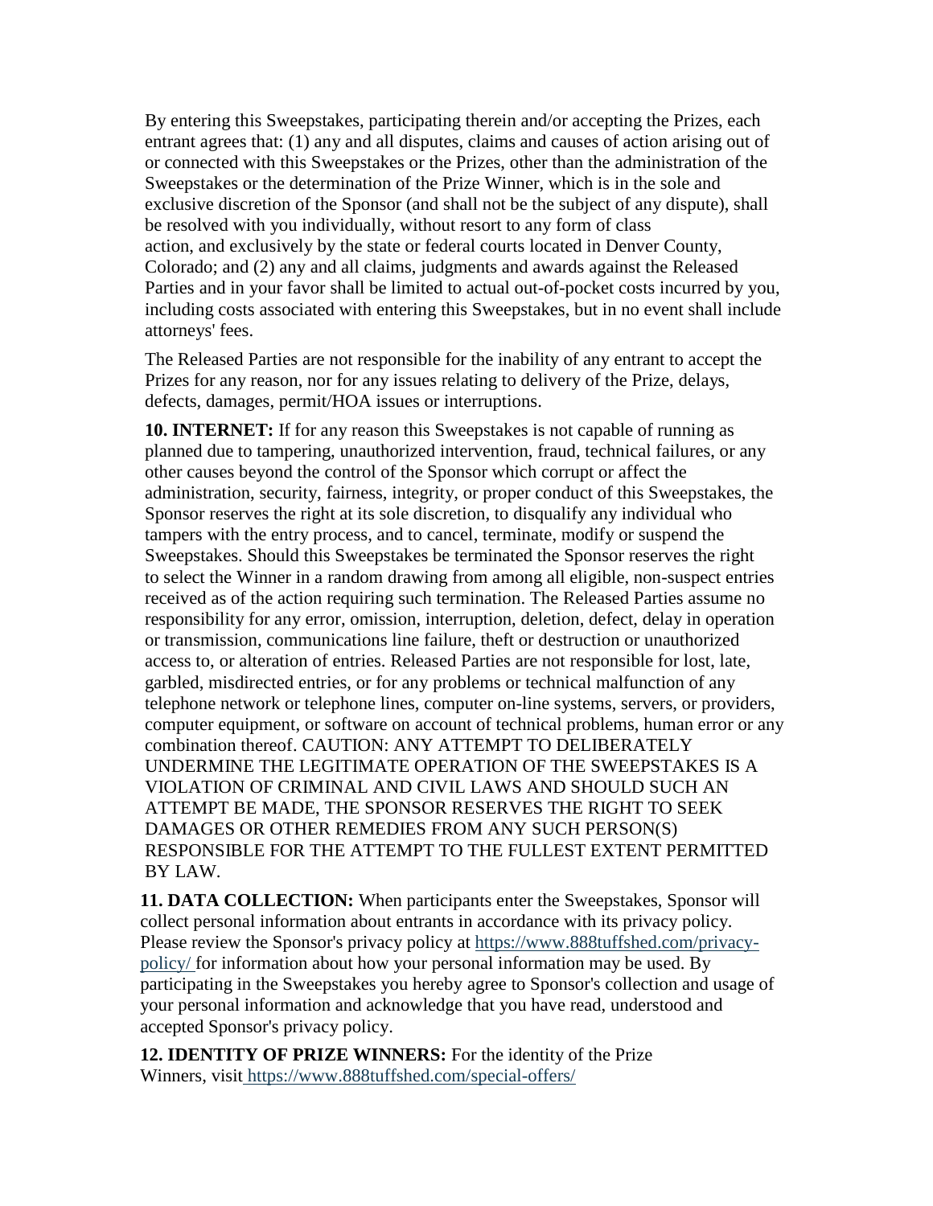By entering this Sweepstakes, participating therein and/or accepting the Prizes, each entrant agrees that: (1) any and all disputes, claims and causes of action arising out of or connected with this Sweepstakes or the Prizes, other than the administration of the Sweepstakes or the determination of the Prize Winner, which is in the sole and exclusive discretion of the Sponsor (and shall not be the subject of any dispute), shall be resolved with you individually, without resort to any form of class action, and exclusively by the state or federal courts located in Denver County, Colorado; and (2) any and all claims, judgments and awards against the Released Parties and in your favor shall be limited to actual out-of-pocket costs incurred by you, including costs associated with entering this Sweepstakes, but in no event shall include attorneys' fees.

The Released Parties are not responsible for the inability of any entrant to accept the Prizes for any reason, nor for any issues relating to delivery of the Prize, delays, defects, damages, permit/HOA issues or interruptions.

**10. INTERNET:** If for any reason this Sweepstakes is not capable of running as planned due to tampering, unauthorized intervention, fraud, technical failures, or any other causes beyond the control of the Sponsor which corrupt or affect the administration, security, fairness, integrity, or proper conduct of this Sweepstakes, the Sponsor reserves the right at its sole discretion, to disqualify any individual who tampers with the entry process, and to cancel, terminate, modify or suspend the Sweepstakes. Should this Sweepstakes be terminated the Sponsor reserves the right to select the Winner in a random drawing from among all eligible, non-suspect entries received as of the action requiring such termination. The Released Parties assume no responsibility for any error, omission, interruption, deletion, defect, delay in operation or transmission, communications line failure, theft or destruction or unauthorized access to, or alteration of entries. Released Parties are not responsible for lost, late, garbled, misdirected entries, or for any problems or technical malfunction of any telephone network or telephone lines, computer on-line systems, servers, or providers, computer equipment, or software on account of technical problems, human error or any combination thereof. CAUTION: ANY ATTEMPT TO DELIBERATELY UNDERMINE THE LEGITIMATE OPERATION OF THE SWEEPSTAKES IS A VIOLATION OF CRIMINAL AND CIVIL LAWS AND SHOULD SUCH AN ATTEMPT BE MADE, THE SPONSOR RESERVES THE RIGHT TO SEEK DAMAGES OR OTHER REMEDIES FROM ANY SUCH PERSON(S) RESPONSIBLE FOR THE ATTEMPT TO THE FULLEST EXTENT PERMITTED BY LAW.

**11. DATA COLLECTION:** When participants enter the Sweepstakes, Sponsor will collect personal information about entrants in accordance with its privacy policy. Please review the Sponsor's privacy policy at https://www.888tuffshed.com/privacy-policy/ for information about how your personal information may be used. By participating in the Sweepstakes you hereby agree to Sponsor's collection and usage of your personal information and acknowledge that you have read, understood and accepted Sponsor's privacy policy.

**12. IDENTITY OF PRIZE WINNERS:** For the identity of the Prize Winners, visit https://www.888tuffshed.com/special-offers/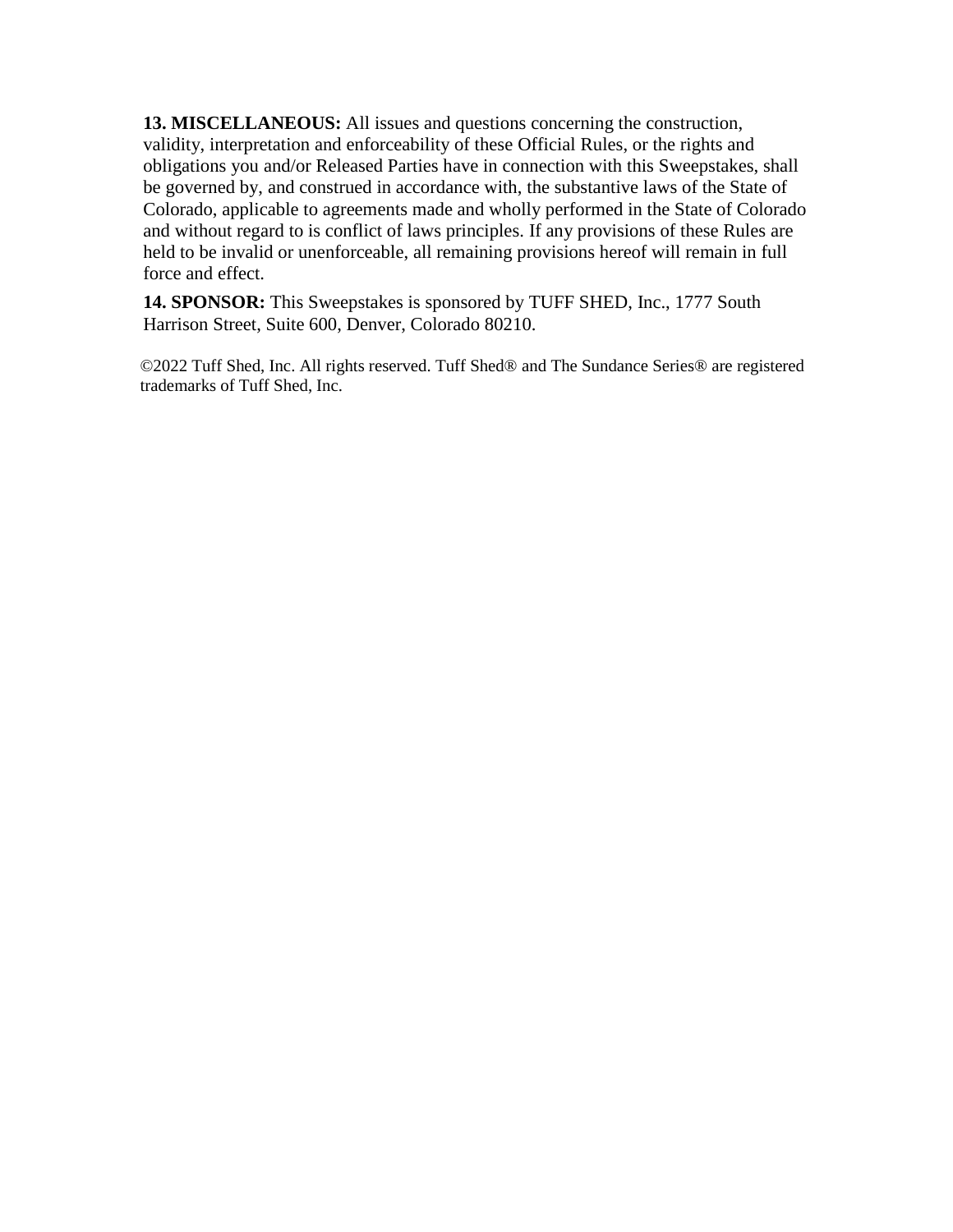**13. MISCELLANEOUS:** All issues and questions concerning the construction, validity, interpretation and enforceability of these Official Rules, or the rights and obligations you and/or Released Parties have in connection with this Sweepstakes, shall be governed by, and construed in accordance with, the substantive laws of the State of Colorado, applicable to agreements made and wholly performed in the State of Colorado and without regard to is conflict of laws principles. If any provisions of these Rules are held to be invalid or unenforceable, all remaining provisions hereof will remain in full force and effect.

**14. SPONSOR:** This Sweepstakes is sponsored by TUFF SHED, Inc., 1777 South Harrison Street, Suite 600, Denver, Colorado 80210.

©2022 Tuff Shed, Inc. All rights reserved. Tuff Shed® and The Sundance Series® are registered trademarks of Tuff Shed, Inc.